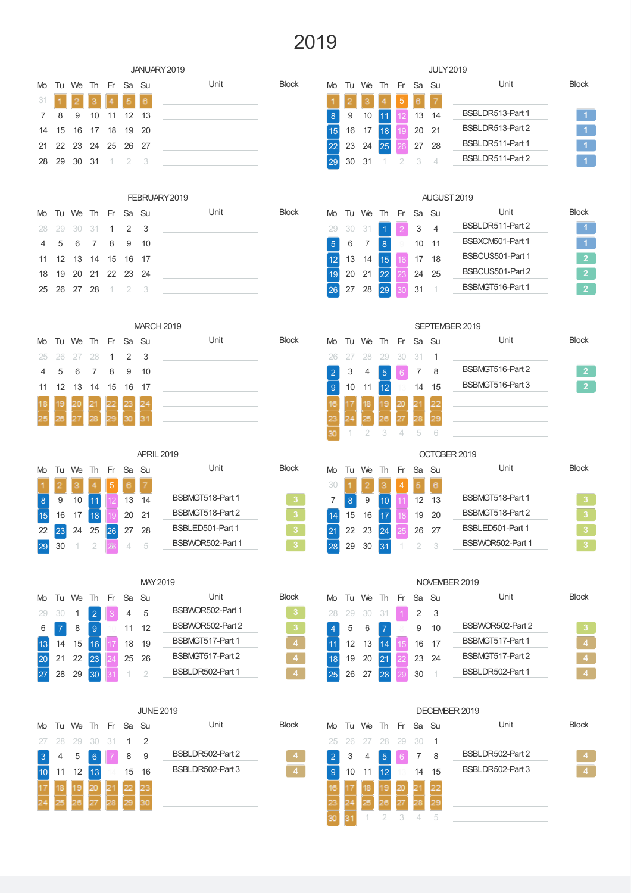# 2019

## JANUARY 2019

| Mo | Tu | We | Th | Fr | Sa | Su |
|---|---|---|---|---|---|---|
| 31 | 1 | 2 | 3 | 4 | 5 | 6 |
| 7 | 8 | 9 | 10 | 11 | 12 | 13 |
| 14 | 15 | 16 | 17 | 18 | 19 | 20 |
| 21 | 22 | 23 | 24 | 25 | 26 | 27 |
| 28 | 29 | 30 | 31 | 1 | 2 | 3 |

| Unit | Block |
|---|---|

## FEBRUARY 2019

| Mo | Tu | We | Th | Fr | Sa | Su |
|---|---|---|---|---|---|---|
| 28 | 29 | 30 | 31 | 1 | 2 | 3 |
| 4 | 5 | 6 | 7 | 8 | 9 | 10 |
| 11 | 12 | 13 | 14 | 15 | 16 | 17 |
| 18 | 19 | 20 | 21 | 22 | 23 | 24 |
| 25 | 26 | 27 | 28 | 1 | 2 | 3 |

| Unit | Block |
|---|---|

## MARCH 2019

| Mo | Tu | We | Th | Fr | Sa | Su |
|---|---|---|---|---|---|---|
| 25 | 26 | 27 | 28 | 1 | 2 | 3 |
| 4 | 5 | 6 | 7 | 8 | 9 | 10 |
| 11 | 12 | 13 | 14 | 15 | 16 | 17 |
| 18 | 19 | 20 | 21 | 22 | 23 | 24 |
| 25 | 26 | 27 | 28 | 29 | 30 | 31 |

| Unit | Block |
|---|---|

## APRIL 2019

| Mo | Tu | We | Th | Fr | Sa | Su |
|---|---|---|---|---|---|---|
| 1 | 2 | 3 | 4 | 5 | 6 | 7 |
| 8 | 9 | 10 | 11 | 12 | 13 | 14 |
| 15 | 16 | 17 | 18 | 19 | 20 | 21 |
| 22 | 23 | 24 | 25 | 26 | 27 | 28 |
| 29 | 30 | 1 | 2 | 26 | 4 | 5 |

| Unit | Block |
|---|---|
| BSBMGT518-Part 1 | 3 |
| BSBMGT518-Part 2 | 3 |
| BSBLED501-Part 1 | 3 |
| BSBWOR502-Part 1 | 3 |

## MAY 2019

| Mo | Tu | We | Th | Fr | Sa | Su |
|---|---|---|---|---|---|---|
| 29 | 30 | 1 | 2 | 3 | 4 | 5 |
| 6 | 7 | 8 | 9 | 10 | 11 | 12 |
| 13 | 14 | 15 | 16 | 17 | 18 | 19 |
| 20 | 21 | 22 | 23 | 24 | 25 | 26 |
| 27 | 28 | 29 | 30 | 31 | 1 | 2 |

| Unit | Block |
|---|---|
| BSBWOR502-Part 1 | 3 |
| BSBWOR502-Part 2 | 3 |
| BSBMGT517-Part 1 | 4 |
| BSBMGT517-Part 2 | 4 |
| BSBLDR502-Part 1 | 4 |

## JUNE 2019

| Mo | Tu | We | Th | Fr | Sa | Su |
|---|---|---|---|---|---|---|
| 27 | 28 | 29 | 30 | 31 | 1 | 2 |
| 3 | 4 | 5 | 6 | 7 | 8 | 9 |
| 10 | 11 | 12 | 13 | 14 | 15 | 16 |
| 17 | 18 | 19 | 20 | 21 | 22 | 23 |
| 24 | 25 | 26 | 27 | 28 | 29 | 30 |

| Unit | Block |
|---|---|
| BSBLDR502-Part 2 | 4 |
| BSBLDR502-Part 3 | 4 |

## JULY 2019

| Mo | Tu | We | Th | Fr | Sa | Su |
|---|---|---|---|---|---|---|
| 1 | 2 | 3 | 4 | 5 | 6 | 7 |
| 8 | 9 | 10 | 11 | 12 | 13 | 14 |
| 15 | 16 | 17 | 18 | 19 | 20 | 21 |
| 22 | 23 | 24 | 25 | 26 | 27 | 28 |
| 29 | 30 | 31 | 1 | 2 | 3 | 4 |

| Unit | Block |
|---|---|
| BSBLDR513-Part 1 | 1 |
| BSBLDR513-Part 2 | 1 |
| BSBLDR511-Part 1 | 1 |
| BSBLDR511-Part 2 | 1 |

## AUGUST 2019

| Mo | Tu | We | Th | Fr | Sa | Su |
|---|---|---|---|---|---|---|
| 29 | 30 | 31 | 1 | 2 | 3 | 4 |
| 5 | 6 | 7 | 8 | 9 | 10 | 11 |
| 12 | 13 | 14 | 15 | 16 | 17 | 18 |
| 19 | 20 | 21 | 22 | 23 | 24 | 25 |
| 26 | 27 | 28 | 29 | 30 | 31 | 1 |

| Unit | Block |
|---|---|
| BSBLDR511-Part 2 | 1 |
| BSBXCM501-Part 1 | 1 |
| BSBCUS501-Part 1 | 2 |
| BSBCUS501-Part 2 | 2 |
| BSBMGT516-Part 1 | 2 |

## SEPTEMBER 2019

| Mo | Tu | We | Th | Fr | Sa | Su |
|---|---|---|---|---|---|---|
| 26 | 27 | 28 | 29 | 30 | 31 | 1 |
| 2 | 3 | 4 | 5 | 6 | 7 | 8 |
| 9 | 10 | 11 | 12 | 13 | 14 | 15 |
| 16 | 17 | 18 | 19 | 20 | 21 | 22 |
| 23 | 24 | 25 | 26 | 27 | 28 | 29 |
| 30 | 1 | 2 | 3 | 4 | 5 | 6 |

| Unit | Block |
|---|---|
| BSBMGT516-Part 2 | 2 |
| BSBMGT516-Part 3 | 2 |

## OCTOBER 2019

| Mo | Tu | We | Th | Fr | Sa | Su |
|---|---|---|---|---|---|---|
| 30 | 1 | 2 | 3 | 4 | 5 | 6 |
| 7 | 8 | 9 | 10 | 11 | 12 | 13 |
| 14 | 15 | 16 | 17 | 18 | 19 | 20 |
| 21 | 22 | 23 | 24 | 25 | 26 | 27 |
| 28 | 29 | 30 | 31 | 1 | 2 | 3 |

| Unit | Block |
|---|---|
| BSBMGT518-Part 1 | 3 |
| BSBMGT518-Part 2 | 3 |
| BSBLED501-Part 1 | 3 |
| BSBWOR502-Part 1 | 3 |

## NOVEMBER 2019

| Mo | Tu | We | Th | Fr | Sa | Su |
|---|---|---|---|---|---|---|
| 28 | 29 | 30 | 31 | 1 | 2 | 3 |
| 4 | 5 | 6 | 7 | 8 | 9 | 10 |
| 11 | 12 | 13 | 14 | 15 | 16 | 17 |
| 18 | 19 | 20 | 21 | 22 | 23 | 24 |
| 25 | 26 | 27 | 28 | 29 | 30 | 1 |

| Unit | Block |
|---|---|
| BSBWOR502-Part 2 | 3 |
| BSBMGT517-Part 1 | 4 |
| BSBMGT517-Part 2 | 4 |
| BSBLDR502-Part 1 | 4 |

## DECEMBER 2019

| Mo | Tu | We | Th | Fr | Sa | Su |
|---|---|---|---|---|---|---|
| 25 | 26 | 27 | 28 | 29 | 30 | 1 |
| 2 | 3 | 4 | 5 | 6 | 7 | 8 |
| 9 | 10 | 11 | 12 | 13 | 14 | 15 |
| 16 | 17 | 18 | 19 | 20 | 21 | 22 |
| 23 | 24 | 25 | 26 | 27 | 28 | 29 |
| 30 | 31 | 1 | 2 | 3 | 4 | 5 |

| Unit | Block |
|---|---|
| BSBLDR502-Part 2 | 4 |
| BSBLDR502-Part 3 | 4 |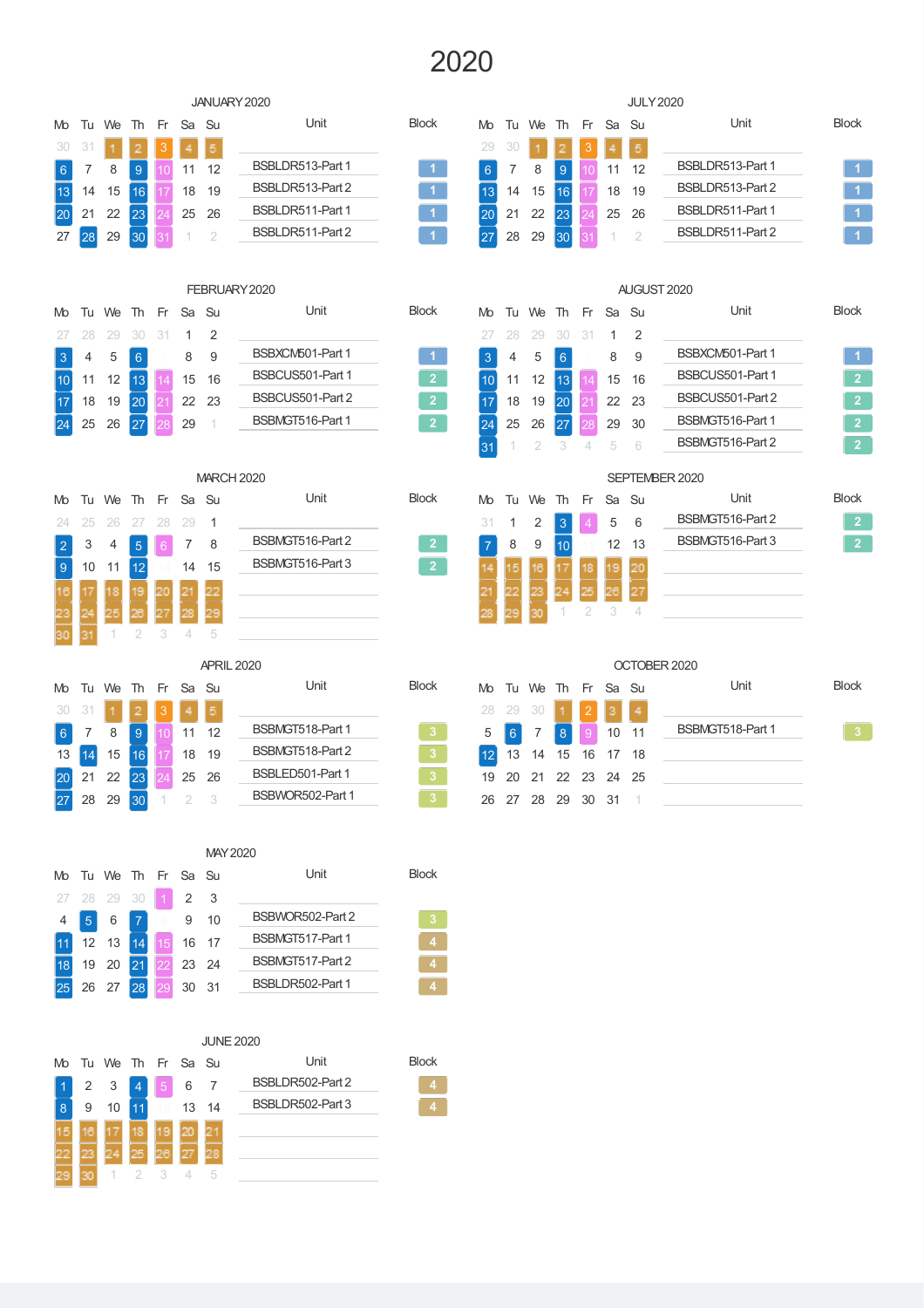# 2020

## JANUARY 2020

| Mo | Tu | We | Th | Fr | Sa | Su |
|---|---|---|---|---|---|---|
| 30 | 31 | 1 | 2 | 3 | 4 | 5 |
| 6 | 7 | 8 | 9 | 10 | 11 | 12 |
| 13 | 14 | 15 | 16 | 17 | 18 | 19 |
| 20 | 21 | 22 | 23 | 24 | 25 | 26 |
| 27 | 28 | 29 | 30 | 31 | 1 | 2 |

| Unit | Block |
|---|---|
| BSBLDR513-Part 1 | 1 |
| BSBLDR513-Part 2 | 1 |
| BSBLDR511-Part 1 | 1 |
| BSBLDR511-Part 2 | 1 |

## FEBRUARY 2020

| Mo | Tu | We | Th | Fr | Sa | Su |
|---|---|---|---|---|---|---|
| 27 | 28 | 29 | 30 | 31 | 1 | 2 |
| 3 | 4 | 5 | 6 | 7 | 8 | 9 |
| 10 | 11 | 12 | 13 | 14 | 15 | 16 |
| 17 | 18 | 19 | 20 | 21 | 22 | 23 |
| 24 | 25 | 26 | 27 | 28 | 29 | 1 |

| Unit | Block |
|---|---|
| BSBXCM501-Part 1 | 1 |
| BSBCUS501-Part 1 | 2 |
| BSBCUS501-Part 2 | 2 |
| BSBMGT516-Part 1 | 2 |

## MARCH 2020

| Mo | Tu | We | Th | Fr | Sa | Su |
|---|---|---|---|---|---|---|
| 24 | 25 | 26 | 27 | 28 | 29 | 1 |
| 2 | 3 | 4 | 5 | 6 | 7 | 8 |
| 9 | 10 | 11 | 12 | 13 | 14 | 15 |
| 16 | 17 | 18 | 19 | 20 | 21 | 22 |
| 23 | 24 | 25 | 26 | 27 | 28 | 29 |
| 30 | 31 | 1 | 2 | 3 | 4 | 5 |

| Unit | Block |
|---|---|
| BSBMGT516-Part 2 | 2 |
| BSBMGT516-Part 3 | 2 |

## APRIL 2020

| Mo | Tu | We | Th | Fr | Sa | Su |
|---|---|---|---|---|---|---|
| 30 | 31 | 1 | 2 | 3 | 4 | 5 |
| 6 | 7 | 8 | 9 | 10 | 11 | 12 |
| 13 | 14 | 15 | 16 | 17 | 18 | 19 |
| 20 | 21 | 22 | 23 | 24 | 25 | 26 |
| 27 | 28 | 29 | 30 | 1 | 2 | 3 |

| Unit | Block |
|---|---|
| BSBMGT518-Part 1 | 3 |
| BSBMGT518-Part 2 | 3 |
| BSBLED501-Part 1 | 3 |
| BSBWOR502-Part 1 | 3 |

## MAY 2020

| Mo | Tu | We | Th | Fr | Sa | Su |
|---|---|---|---|---|---|---|
| 27 | 28 | 29 | 30 | 1 | 2 | 3 |
| 4 | 5 | 6 | 7 | 8 | 9 | 10 |
| 11 | 12 | 13 | 14 | 15 | 16 | 17 |
| 18 | 19 | 20 | 21 | 22 | 23 | 24 |
| 25 | 26 | 27 | 28 | 29 | 30 | 31 |

| Unit | Block |
|---|---|
| BSBWOR502-Part 2 | 3 |
| BSBMGT517-Part 1 | 4 |
| BSBMGT517-Part 2 | 4 |
| BSBLDR502-Part 1 | 4 |

## JUNE 2020

| Mo | Tu | We | Th | Fr | Sa | Su |
|---|---|---|---|---|---|---|
| 1 | 2 | 3 | 4 | 5 | 6 | 7 |
| 8 | 9 | 10 | 11 | 12 | 13 | 14 |
| 15 | 16 | 17 | 18 | 19 | 20 | 21 |
| 22 | 23 | 24 | 25 | 26 | 27 | 28 |
| 29 | 30 | 1 | 2 | 3 | 4 | 5 |

| Unit | Block |
|---|---|
| BSBLDR502-Part 2 | 4 |
| BSBLDR502-Part 3 | 4 |

## JULY 2020

| Mo | Tu | We | Th | Fr | Sa | Su |
|---|---|---|---|---|---|---|
| 29 | 30 | 1 | 2 | 3 | 4 | 5 |
| 6 | 7 | 8 | 9 | 10 | 11 | 12 |
| 13 | 14 | 15 | 16 | 17 | 18 | 19 |
| 20 | 21 | 22 | 23 | 24 | 25 | 26 |
| 27 | 28 | 29 | 30 | 31 | 1 | 2 |

| Unit | Block |
|---|---|
| BSBLDR513-Part 1 | 1 |
| BSBLDR513-Part 2 | 1 |
| BSBLDR511-Part 1 | 1 |
| BSBLDR511-Part 2 | 1 |

## AUGUST 2020

| Mo | Tu | We | Th | Fr | Sa | Su |
|---|---|---|---|---|---|---|
| 27 | 28 | 29 | 30 | 31 | 1 | 2 |
| 3 | 4 | 5 | 6 | 7 | 8 | 9 |
| 10 | 11 | 12 | 13 | 14 | 15 | 16 |
| 17 | 18 | 19 | 20 | 21 | 22 | 23 |
| 24 | 25 | 26 | 27 | 28 | 29 | 30 |
| 31 | 1 | 2 | 3 | 4 | 5 | 6 |

| Unit | Block |
|---|---|
| BSBXCM501-Part 1 | 1 |
| BSBCUS501-Part 1 | 2 |
| BSBCUS501-Part 2 | 2 |
| BSBMGT516-Part 1 | 2 |
| BSBMGT516-Part 2 | 2 |

## SEPTEMBER 2020

| Mo | Tu | We | Th | Fr | Sa | Su |
|---|---|---|---|---|---|---|
| 31 | 1 | 2 | 3 | 4 | 5 | 6 |
| 7 | 8 | 9 | 10 | 11 | 12 | 13 |
| 14 | 15 | 16 | 17 | 18 | 19 | 20 |
| 21 | 22 | 23 | 24 | 25 | 26 | 27 |
| 28 | 29 | 30 | 1 | 2 | 3 | 4 |

| Unit | Block |
|---|---|
| BSBMGT516-Part 2 | 2 |
| BSBMGT516-Part 3 | 2 |

## OCTOBER 2020

| Mo | Tu | We | Th | Fr | Sa | Su |
|---|---|---|---|---|---|---|
| 28 | 29 | 30 | 1 | 2 | 3 | 4 |
| 5 | 6 | 7 | 8 | 9 | 10 | 11 |
| 12 | 13 | 14 | 15 | 16 | 17 | 18 |
| 19 | 20 | 21 | 22 | 23 | 24 | 25 |
| 26 | 27 | 28 | 29 | 30 | 31 | 1 |

| Unit | Block |
|---|---|
| BSBMGT518-Part 1 | 3 |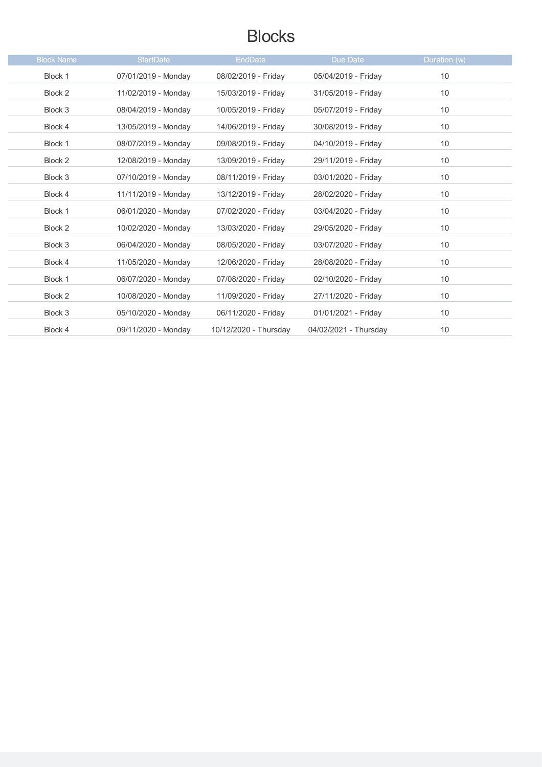# Blocks

| Block Name | StartDate | EndDate | Due Date | Duration (w) |
| --- | --- | --- | --- | --- |
| Block 1 | 07/01/2019 - Monday | 08/02/2019 - Friday | 05/04/2019 - Friday | 10 |
| Block 2 | 11/02/2019 - Monday | 15/03/2019 - Friday | 31/05/2019 - Friday | 10 |
| Block 3 | 08/04/2019 - Monday | 10/05/2019 - Friday | 05/07/2019 - Friday | 10 |
| Block 4 | 13/05/2019 - Monday | 14/06/2019 - Friday | 30/08/2019 - Friday | 10 |
| Block 1 | 08/07/2019 - Monday | 09/08/2019 - Friday | 04/10/2019 - Friday | 10 |
| Block 2 | 12/08/2019 - Monday | 13/09/2019 - Friday | 29/11/2019 - Friday | 10 |
| Block 3 | 07/10/2019 - Monday | 08/11/2019 - Friday | 03/01/2020 - Friday | 10 |
| Block 4 | 11/11/2019 - Monday | 13/12/2019 - Friday | 28/02/2020 - Friday | 10 |
| Block 1 | 06/01/2020 - Monday | 07/02/2020 - Friday | 03/04/2020 - Friday | 10 |
| Block 2 | 10/02/2020 - Monday | 13/03/2020 - Friday | 29/05/2020 - Friday | 10 |
| Block 3 | 06/04/2020 - Monday | 08/05/2020 - Friday | 03/07/2020 - Friday | 10 |
| Block 4 | 11/05/2020 - Monday | 12/06/2020 - Friday | 28/08/2020 - Friday | 10 |
| Block 1 | 06/07/2020 - Monday | 07/08/2020 - Friday | 02/10/2020 - Friday | 10 |
| Block 2 | 10/08/2020 - Monday | 11/09/2020 - Friday | 27/11/2020 - Friday | 10 |
| Block 3 | 05/10/2020 - Monday | 06/11/2020 - Friday | 01/01/2021 - Friday | 10 |
| Block 4 | 09/11/2020 - Monday | 10/12/2020 - Thursday | 04/02/2021 - Thursday | 10 |